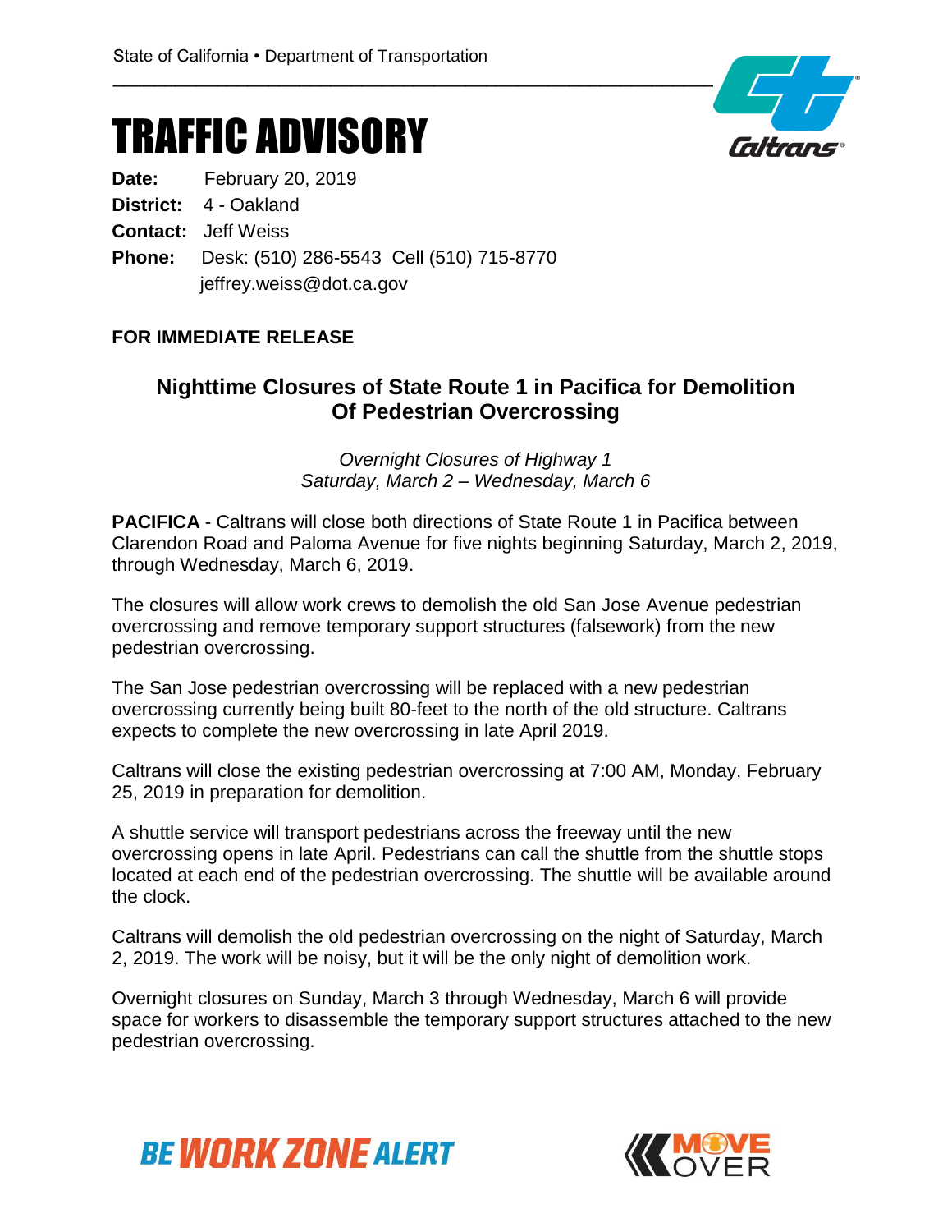State of California • Department of Transportation

# TRAFFIC ADVISORY

**Date:** February 20, 2019
**District:** 4 - Oakland
**Contact:** Jeff Weiss
**Phone:** Desk: (510) 286-5543 Cell (510) 715-8770
jeffrey.weiss@dot.ca.gov

**FOR IMMEDIATE RELEASE**

## Nighttime Closures of State Route 1 in Pacifica for Demolition Of Pedestrian Overcrossing

*Overnight Closures of Highway 1*
*Saturday, March 2 – Wednesday, March 6*

**PACIFICA** - Caltrans will close both directions of State Route 1 in Pacifica between Clarendon Road and Paloma Avenue for five nights beginning Saturday, March 2, 2019, through Wednesday, March 6, 2019.

The closures will allow work crews to demolish the old San Jose Avenue pedestrian overcrossing and remove temporary support structures (falsework) from the new pedestrian overcrossing.

The San Jose pedestrian overcrossing will be replaced with a new pedestrian overcrossing currently being built 80-feet to the north of the old structure. Caltrans expects to complete the new overcrossing in late April 2019.

Caltrans will close the existing pedestrian overcrossing at 7:00 AM, Monday, February 25, 2019 in preparation for demolition.

A shuttle service will transport pedestrians across the freeway until the new overcrossing opens in late April. Pedestrians can call the shuttle from the shuttle stops located at each end of the pedestrian overcrossing. The shuttle will be available around the clock.

Caltrans will demolish the old pedestrian overcrossing on the night of Saturday, March 2, 2019. The work will be noisy, but it will be the only night of demolition work.

Overnight closures on Sunday, March 3 through Wednesday, March 6 will provide space for workers to disassemble the temporary support structures attached to the new pedestrian overcrossing.

BE WORK ZONE ALERT

MOVE OVER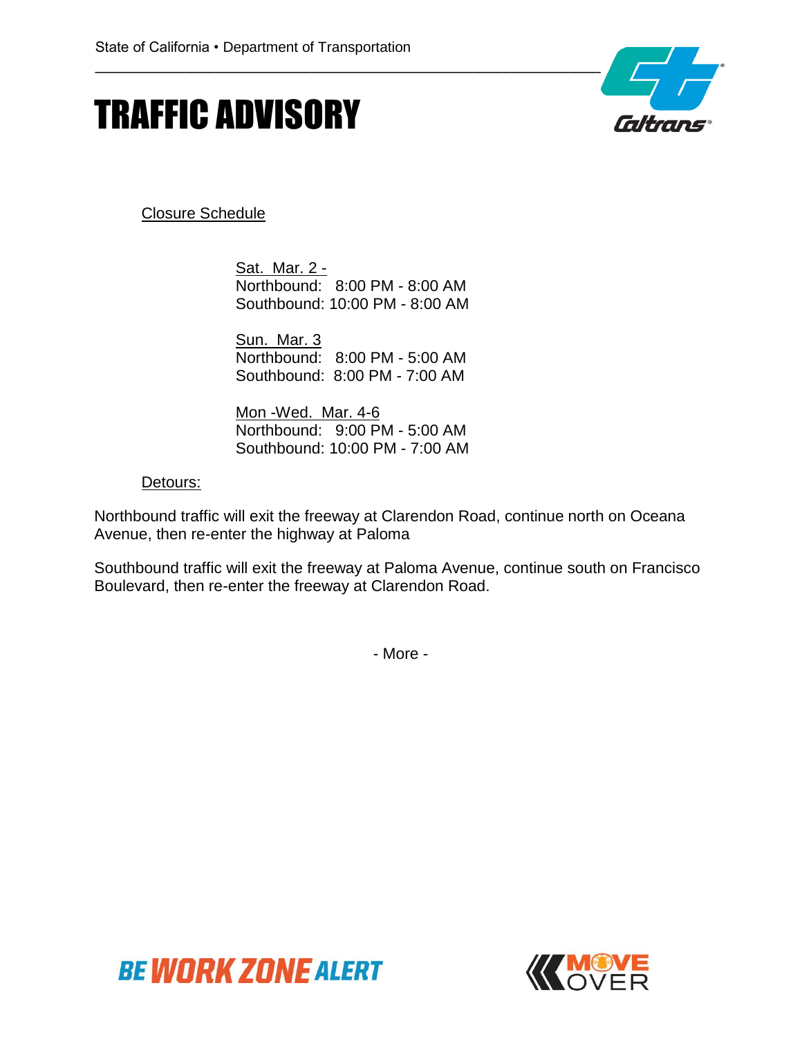State of California • Department of Transportation

# TRAFFIC ADVISORY

Closure Schedule

Sat. Mar. 2 -
Northbound: 8:00 PM - 8:00 AM
Southbound: 10:00 PM - 8:00 AM

Sun. Mar. 3
Northbound: 8:00 PM - 5:00 AM
Southbound: 8:00 PM - 7:00 AM

Mon -Wed. Mar. 4-6
Northbound: 9:00 PM - 5:00 AM
Southbound: 10:00 PM - 7:00 AM

Detours:

Northbound traffic will exit the freeway at Clarendon Road, continue north on Oceana Avenue, then re-enter the highway at Paloma

Southbound traffic will exit the freeway at Paloma Avenue, continue south on Francisco Boulevard, then re-enter the freeway at Clarendon Road.

- More -

BE WORK ZONE ALERT

MOVE OVER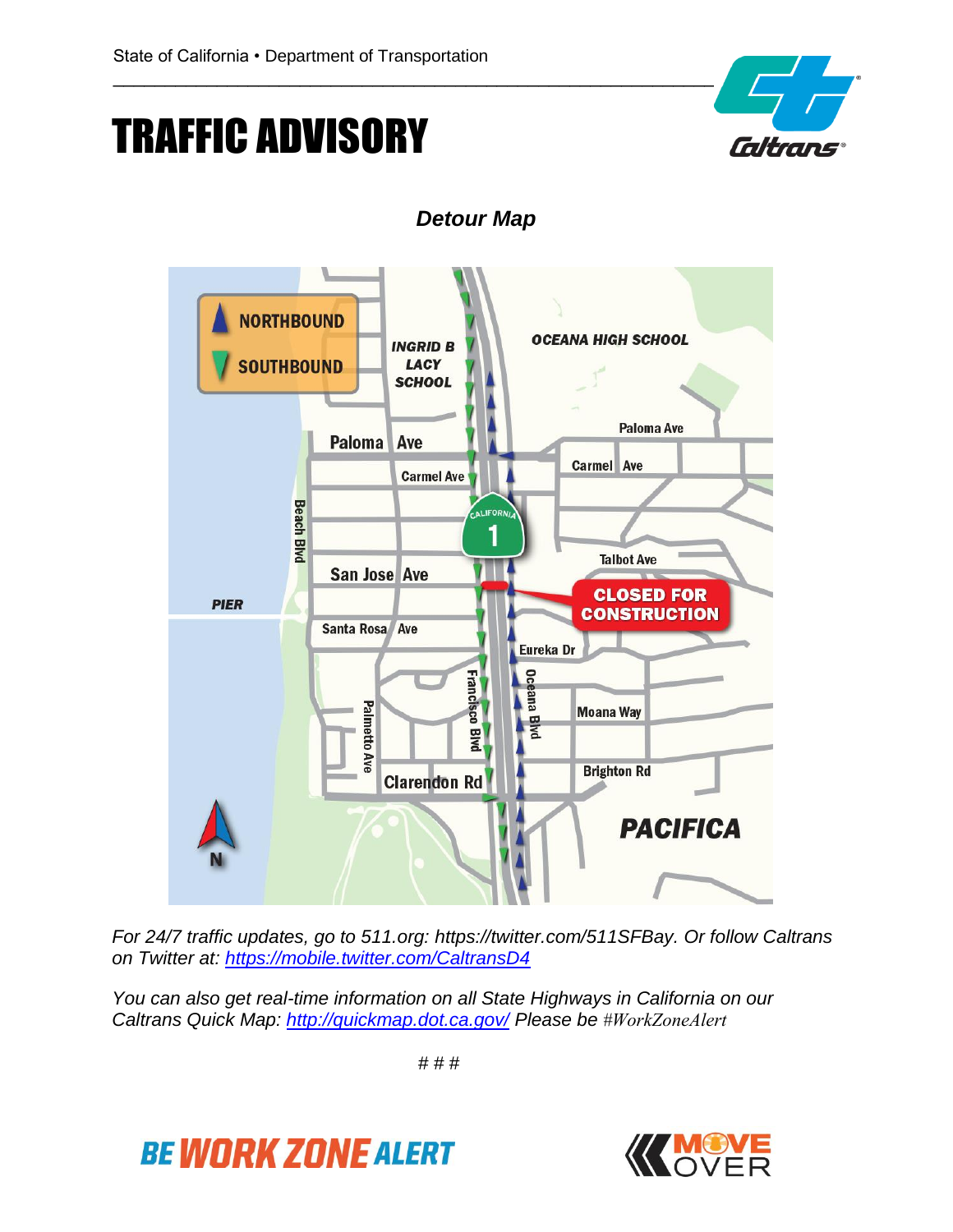State of California • Department of Transportation

# TRAFFIC ADVISORY

### *Detour Map*

NORTHBOUND
SOUTHBOUND
INGRID B LACY SCHOOL
OCEANA HIGH SCHOOL
Paloma Ave
Carmel Ave
Beach Blvd
CALIFORNIA 1
Talbot Ave
San Jose Ave
PIER
CLOSED FOR CONSTRUCTION
Santa Rosa Ave
Eureka Dr
Francisco Blvd
Oceana Blvd
Palmetto Ave
Moana Way
Clarendon Rd
Brighton Rd
PACIFICA
N

*For 24/7 traffic updates, go to 511.org: https://twitter.com/511SFBay. Or follow Caltrans on Twitter at: [https://mobile.twitter.com/CaltransD4](https://mobile.twitter.com/CaltransD4)*

*You can also get real-time information on all State Highways in California on our Caltrans Quick Map: [http://quickmap.dot.ca.gov/](http://quickmap.dot.ca.gov/) Please be #WorkZoneAlert*

# # #

BE WORK ZONE ALERT

MOVE OVER